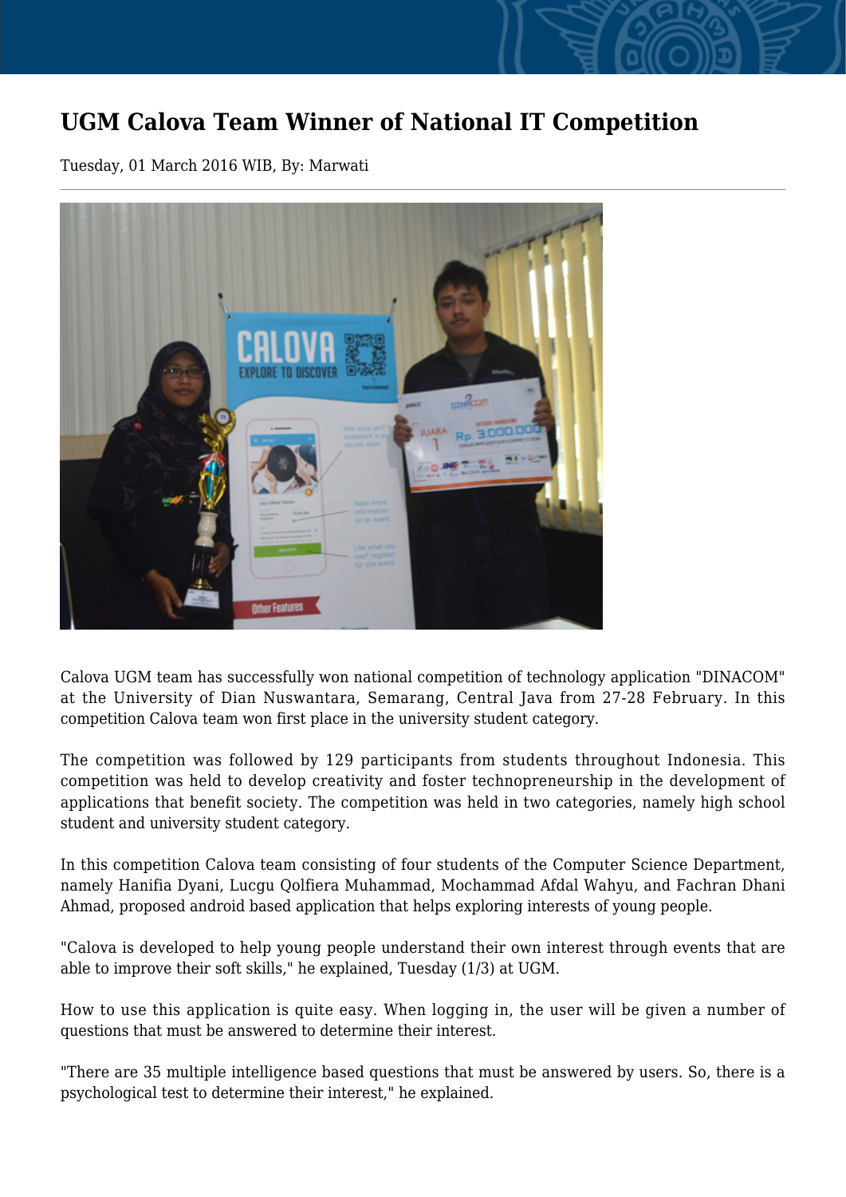# UGM Calova Team Winner of National IT Competition

Tuesday, 01 March 2016 WIB, By: Marwati

Calova UGM team has successfully won national competition of technology application "DINACOM" at the University of Dian Nuswantara, Semarang, Central Java from 27-28 February. In this competition Calova team won first place in the university student category.

The competition was followed by 129 participants from students throughout Indonesia. This competition was held to develop creativity and foster technopreneurship in the development of applications that benefit society. The competition was held in two categories, namely high school student and university student category.

In this competition Calova team consisting of four students of the Computer Science Department, namely Hanifia Dyani, Lucgu Qolfiera Muhammad, Mochammad Afdal Wahyu, and Fachran Dhani Ahmad, proposed android based application that helps exploring interests of young people.

"Calova is developed to help young people understand their own interest through events that are able to improve their soft skills," he explained, Tuesday (1/3) at UGM.

How to use this application is quite easy. When logging in, the user will be given a number of questions that must be answered to determine their interest.

"There are 35 multiple intelligence based questions that must be answered by users. So, there is a psychological test to determine their interest," he explained.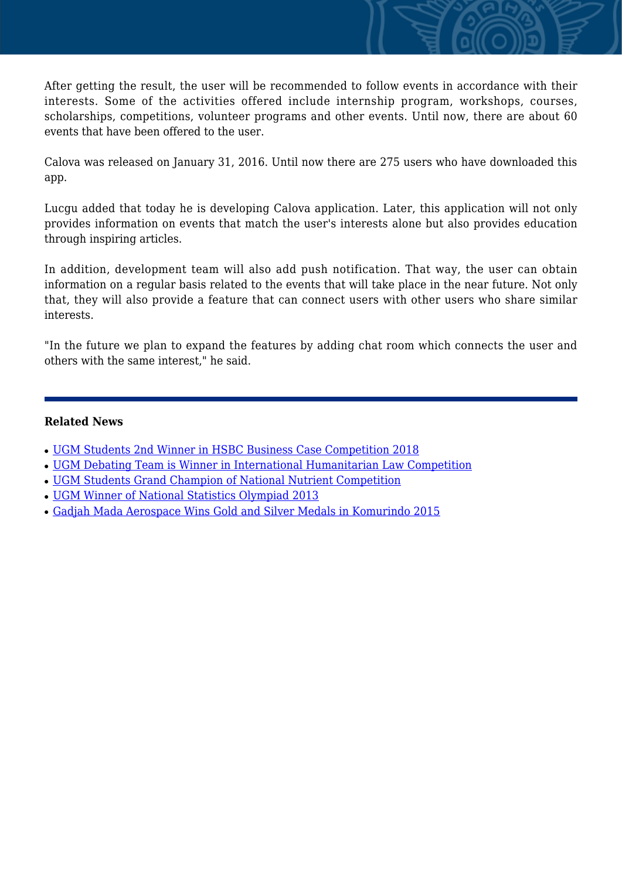After getting the result, the user will be recommended to follow events in accordance with their interests. Some of the activities offered include internship program, workshops, courses, scholarships, competitions, volunteer programs and other events. Until now, there are about 60 events that have been offered to the user.

Calova was released on January 31, 2016. Until now there are 275 users who have downloaded this app.

Lucgu added that today he is developing Calova application. Later, this application will not only provides information on events that match the user's interests alone but also provides education through inspiring articles.

In addition, development team will also add push notification. That way, the user can obtain information on a regular basis related to the events that will take place in the near future. Not only that, they will also provide a feature that can connect users with other users who share similar interests.

"In the future we plan to expand the features by adding chat room which connects the user and others with the same interest," he said.

---

**Related News**

- UGM Students 2nd Winner in HSBC Business Case Competition 2018
- UGM Debating Team is Winner in International Humanitarian Law Competition
- UGM Students Grand Champion of National Nutrient Competition
- UGM Winner of National Statistics Olympiad 2013
- Gadjah Mada Aerospace Wins Gold and Silver Medals in Komurindo 2015